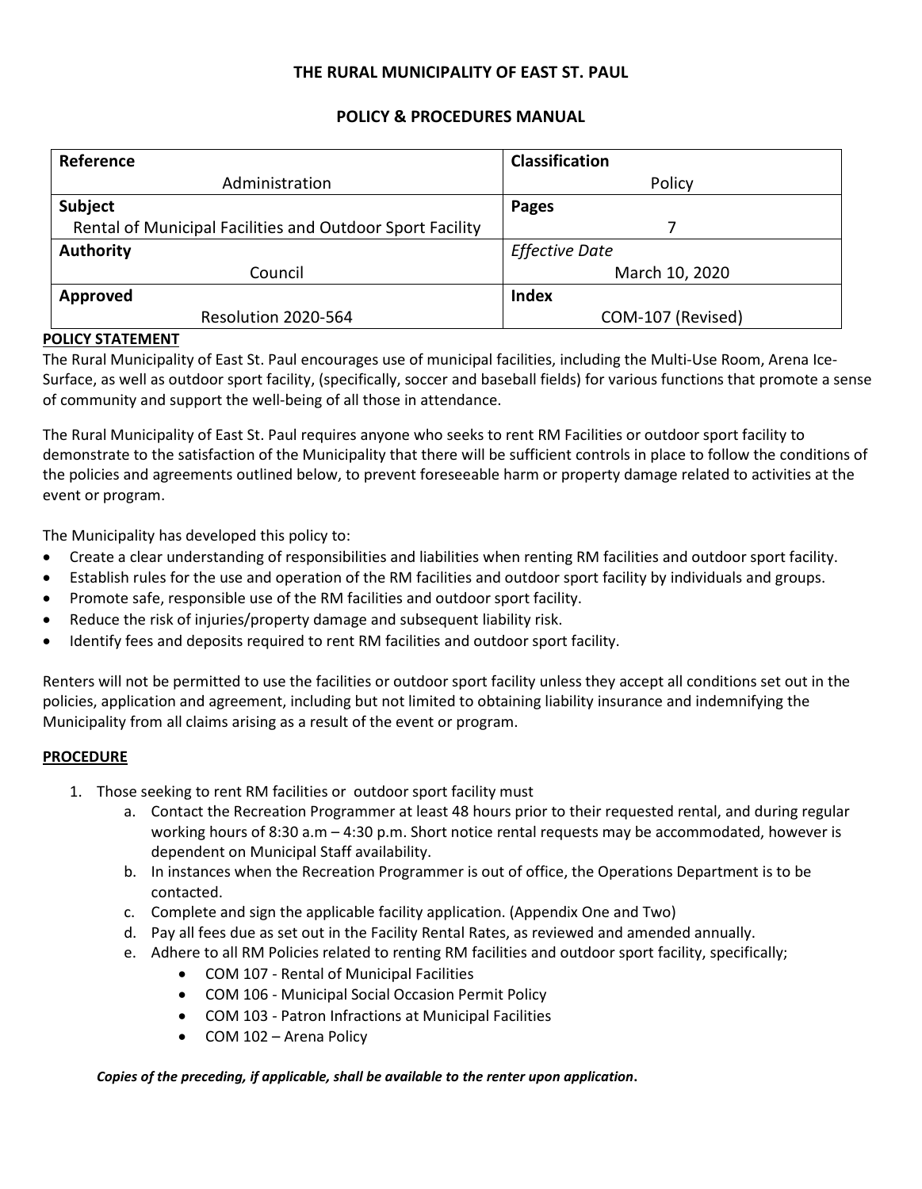**THE RURAL MUNICIPALITY OF EAST ST. PAUL**

**POLICY & PROCEDURES MANUAL**

| **Reference** | **Classification** |
|---|---|
| Administration | Policy |
| **Subject** | **Pages** |
| Rental of Municipal Facilities and Outdoor Sport Facility | 7 |
| **Authority** | *Effective Date* |
| Council | March 10, 2020 |
| **Approved** | **Index** |
| Resolution 2020-564 | COM-107 (Revised) |

**POLICY STATEMENT**

The Rural Municipality of East St. Paul encourages use of municipal facilities, including the Multi-Use Room, Arena Ice-Surface, as well as outdoor sport facility, (specifically, soccer and baseball fields) for various functions that promote a sense of community and support the well-being of all those in attendance.

The Rural Municipality of East St. Paul requires anyone who seeks to rent RM Facilities or outdoor sport facility to demonstrate to the satisfaction of the Municipality that there will be sufficient controls in place to follow the conditions of the policies and agreements outlined below, to prevent foreseeable harm or property damage related to activities at the event or program.

The Municipality has developed this policy to:

- Create a clear understanding of responsibilities and liabilities when renting RM facilities and outdoor sport facility.
- Establish rules for the use and operation of the RM facilities and outdoor sport facility by individuals and groups.
- Promote safe, responsible use of the RM facilities and outdoor sport facility.
- Reduce the risk of injuries/property damage and subsequent liability risk.
- Identify fees and deposits required to rent RM facilities and outdoor sport facility.

Renters will not be permitted to use the facilities or outdoor sport facility unless they accept all conditions set out in the policies, application and agreement, including but not limited to obtaining liability insurance and indemnifying the Municipality from all claims arising as a result of the event or program.

**PROCEDURE**

1. Those seeking to rent RM facilities or outdoor sport facility must
   a. Contact the Recreation Programmer at least 48 hours prior to their requested rental, and during regular working hours of 8:30 a.m – 4:30 p.m. Short notice rental requests may be accommodated, however is dependent on Municipal Staff availability.
   b. In instances when the Recreation Programmer is out of office, the Operations Department is to be contacted.
   c. Complete and sign the applicable facility application. (Appendix One and Two)
   d. Pay all fees due as set out in the Facility Rental Rates, as reviewed and amended annually.
   e. Adhere to all RM Policies related to renting RM facilities and outdoor sport facility, specifically;
      - COM 107 - Rental of Municipal Facilities
      - COM 106 - Municipal Social Occasion Permit Policy
      - COM 103 - Patron Infractions at Municipal Facilities
      - COM 102 – Arena Policy

***Copies of the preceding, if applicable, shall be available to the renter upon application*.**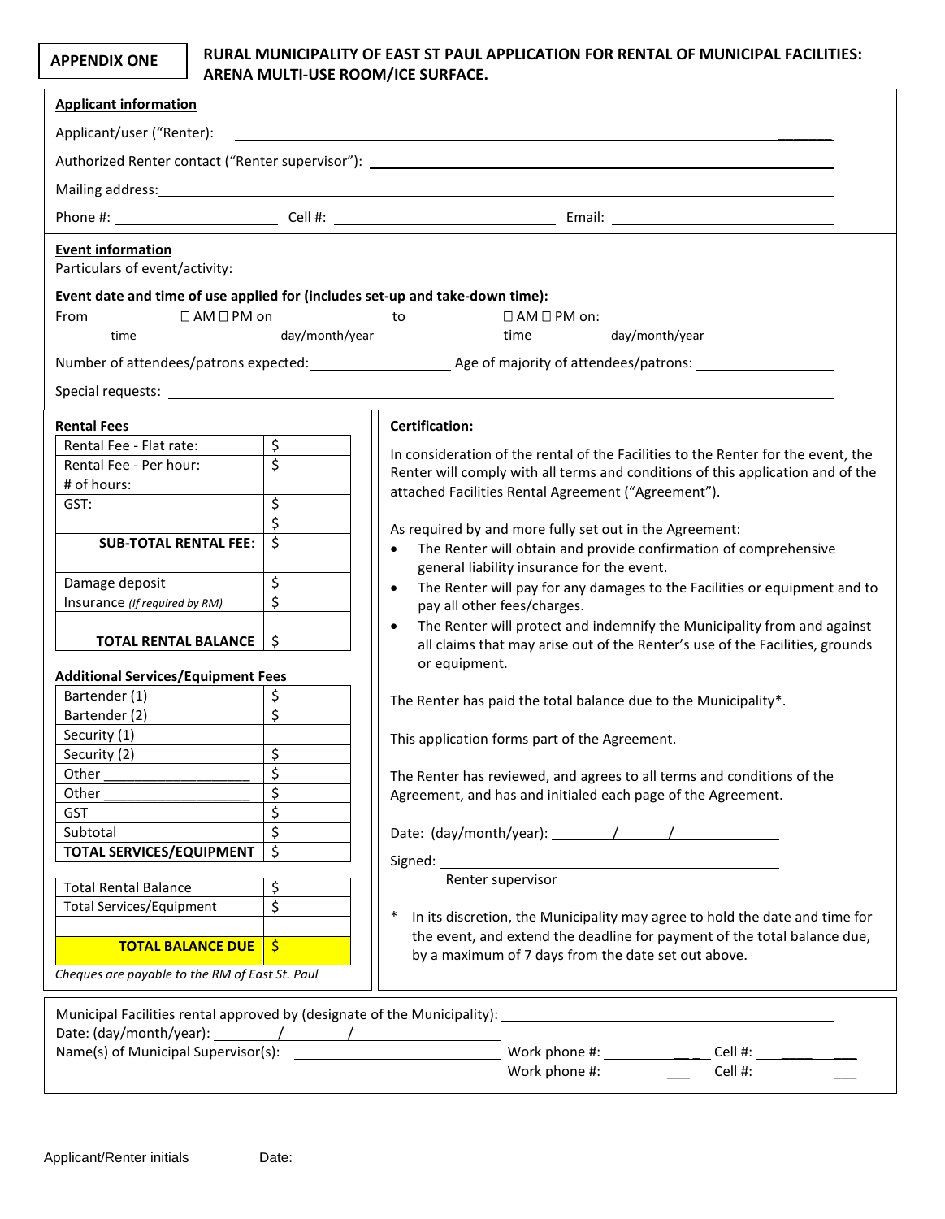**APPENDIX ONE**

## RURAL MUNICIPALITY OF EAST ST PAUL APPLICATION FOR RENTAL OF MUNICIPAL FACILITIES: ARENA MULTI-USE ROOM/ICE SURFACE.

**Applicant information**

Applicant/user ("Renter"): ______________________________

Authorized Renter contact ("Renter supervisor"): ______________________________

Mailing address: ______________________________

Phone #: ____________ Cell #: ____________ Email: ____________

**Event information**

Particulars of event/activity: ______________________________

**Event date and time of use applied for (includes set-up and take-down time):**

From __________ ☐ AM ☐ PM on __________ to __________ ☐ AM ☐ PM on: __________
time day/month/year time day/month/year

Number of attendees/patrons expected: __________ Age of majority of attendees/patrons: __________

Special requests: ______________________________

**Rental Fees**

| | |
|---|---|
| Rental Fee - Flat rate: | $ |
| Rental Fee - Per hour: | $ |
| # of hours: | |
| GST: | $ |
| | $ |
| **SUB-TOTAL RENTAL FEE**: | $ |
| | |
| Damage deposit | $ |
| Insurance *(If required by RM)* | $ |
| | |
| **TOTAL RENTAL BALANCE** | $ |

**Additional Services/Equipment Fees**

| | |
|---|---|
| Bartender (1) | $ |
| Bartender (2) | $ |
| Security (1) | |
| Security (2) | $ |
| Other __________ | $ |
| Other __________ | $ |
| GST | $ |
| Subtotal | $ |
| **TOTAL SERVICES/EQUIPMENT** | $ |

| | |
|---|---|
| Total Rental Balance | $ |
| Total Services/Equipment | $ |
| | |
| **TOTAL BALANCE DUE** | $ |

*Cheques are payable to the RM of East St. Paul*

**Certification:**

In consideration of the rental of the Facilities to the Renter for the event, the Renter will comply with all terms and conditions of this application and of the attached Facilities Rental Agreement ("Agreement").

As required by and more fully set out in the Agreement:

- The Renter will obtain and provide confirmation of comprehensive general liability insurance for the event.
- The Renter will pay for any damages to the Facilities or equipment and to pay all other fees/charges.
- The Renter will protect and indemnify the Municipality from and against all claims that may arise out of the Renter's use of the Facilities, grounds or equipment.

The Renter has paid the total balance due to the Municipality*.

This application forms part of the Agreement.

The Renter has reviewed, and agrees to all terms and conditions of the Agreement, and has and initialed each page of the Agreement.

Date: (day/month/year): ______/______/__________

Signed: ______________________________
Renter supervisor

\* In its discretion, the Municipality may agree to hold the date and time for the event, and extend the deadline for payment of the total balance due, by a maximum of 7 days from the date set out above.

Municipal Facilities rental approved by (designate of the Municipality): ______________________________

Date: (day/month/year): ______/______/__________

Name(s) of Municipal Supervisor(s): ____________ Work phone #: ____________ Cell #: ____________

____________ Work phone #: ____________ Cell #: ____________

Applicant/Renter initials ________ Date: ____________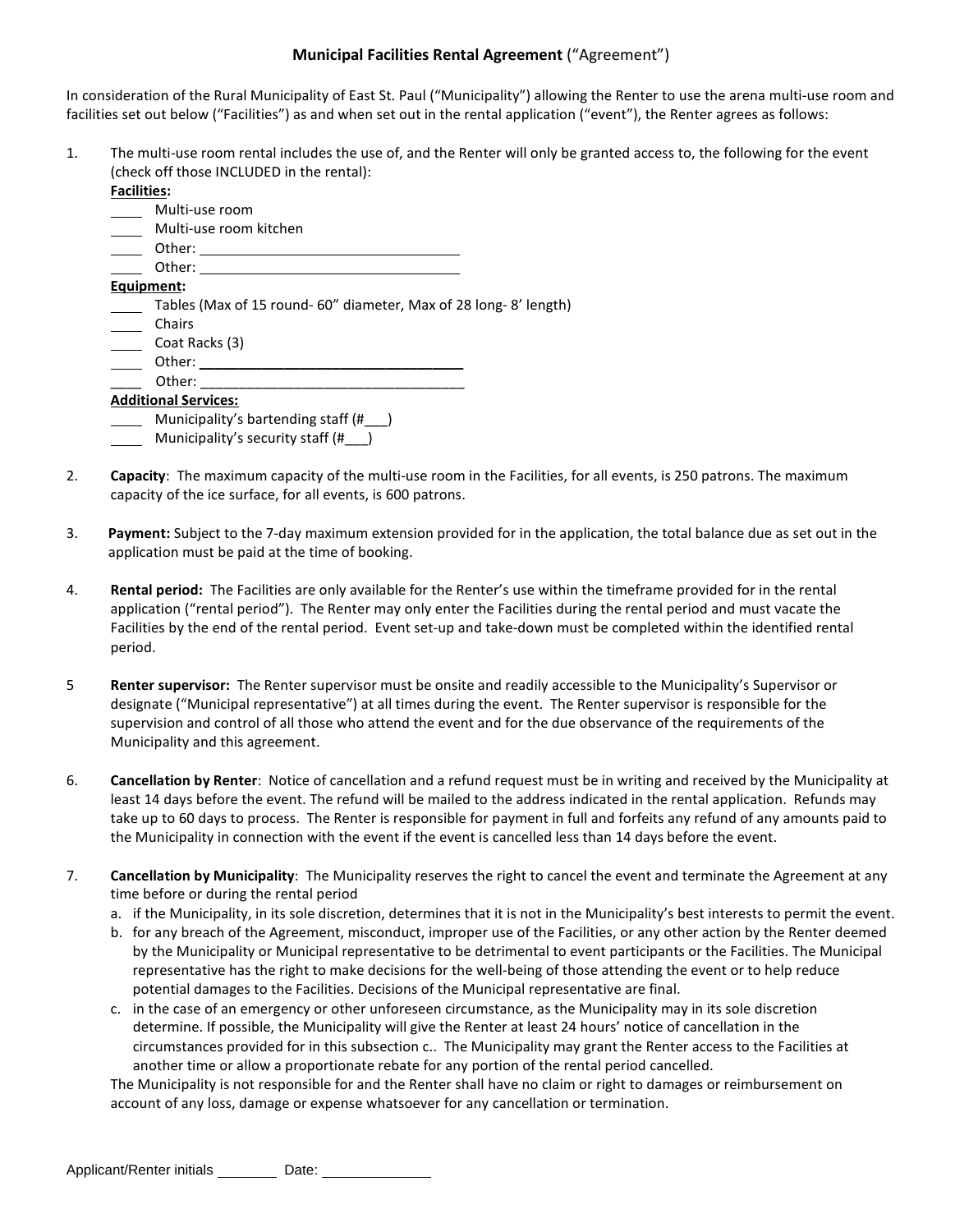## Municipal Facilities Rental Agreement (“Agreement”)

In consideration of the Rural Municipality of East St. Paul (“Municipality”) allowing the Renter to use the arena multi-use room and facilities set out below (“Facilities”) as and when set out in the rental application (“event”), the Renter agrees as follows:

1. The multi-use room rental includes the use of, and the Renter will only be granted access to, the following for the event (check off those INCLUDED in the rental):

   **Facilities:**
   - ____ Multi-use room
   - ____ Multi-use room kitchen
   - ____ Other: ______________________________
   - ____ Other: ______________________________

   **Equipment:**
   - ____ Tables (Max of 15 round- 60” diameter, Max of 28 long- 8’ length)
   - ____ Chairs
   - ____ Coat Racks (3)
   - ____ Other: ______________________________
   - ____ Other: ______________________________

   **Additional Services:**
   - ____ Municipality’s bartending staff (#___)
   - ____ Municipality’s security staff (#___)

2. **Capacity**: The maximum capacity of the multi-use room in the Facilities, for all events, is 250 patrons. The maximum capacity of the ice surface, for all events, is 600 patrons.

3. **Payment:** Subject to the 7-day maximum extension provided for in the application, the total balance due as set out in the application must be paid at the time of booking.

4. **Rental period:** The Facilities are only available for the Renter’s use within the timeframe provided for in the rental application (“rental period”). The Renter may only enter the Facilities during the rental period and must vacate the Facilities by the end of the rental period. Event set-up and take-down must be completed within the identified rental period.

5 **Renter supervisor:** The Renter supervisor must be onsite and readily accessible to the Municipality’s Supervisor or designate (“Municipal representative”) at all times during the event. The Renter supervisor is responsible for the supervision and control of all those who attend the event and for the due observance of the requirements of the Municipality and this agreement.

6. **Cancellation by Renter**: Notice of cancellation and a refund request must be in writing and received by the Municipality at least 14 days before the event. The refund will be mailed to the address indicated in the rental application. Refunds may take up to 60 days to process. The Renter is responsible for payment in full and forfeits any refund of any amounts paid to the Municipality in connection with the event if the event is cancelled less than 14 days before the event.

7. **Cancellation by Municipality**: The Municipality reserves the right to cancel the event and terminate the Agreement at any time before or during the rental period
   a. if the Municipality, in its sole discretion, determines that it is not in the Municipality’s best interests to permit the event.
   b. for any breach of the Agreement, misconduct, improper use of the Facilities, or any other action by the Renter deemed by the Municipality or Municipal representative to be detrimental to event participants or the Facilities. The Municipal representative has the right to make decisions for the well-being of those attending the event or to help reduce potential damages to the Facilities. Decisions of the Municipal representative are final.
   c. in the case of an emergency or other unforeseen circumstance, as the Municipality may in its sole discretion determine. If possible, the Municipality will give the Renter at least 24 hours’ notice of cancellation in the circumstances provided for in this subsection c.. The Municipality may grant the Renter access to the Facilities at another time or allow a proportionate rebate for any portion of the rental period cancelled.

   The Municipality is not responsible for and the Renter shall have no claim or right to damages or reimbursement on account of any loss, damage or expense whatsoever for any cancellation or termination.

Applicant/Renter initials ________ Date: ______________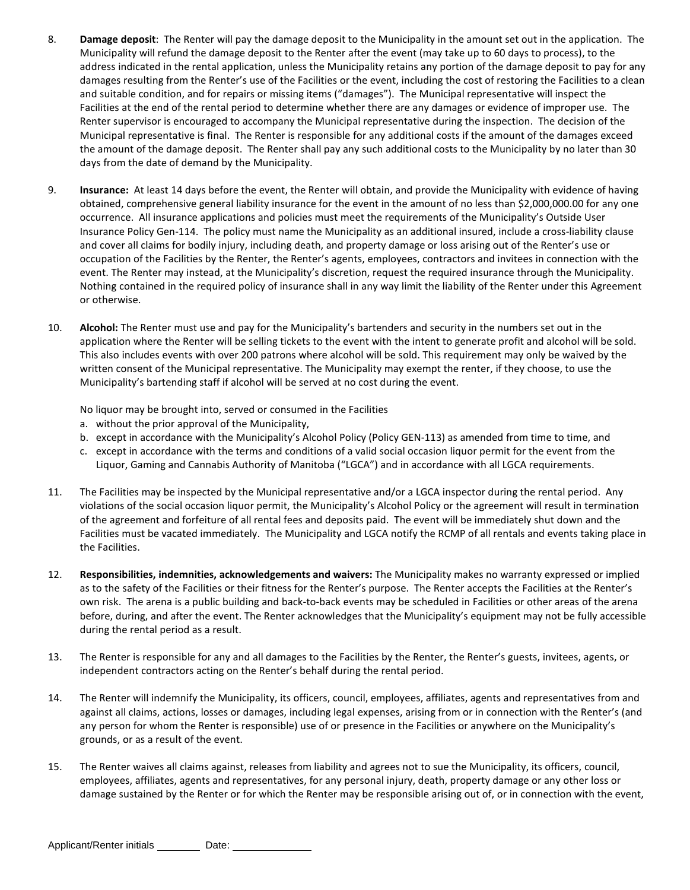8. **Damage deposit**: The Renter will pay the damage deposit to the Municipality in the amount set out in the application. The Municipality will refund the damage deposit to the Renter after the event (may take up to 60 days to process), to the address indicated in the rental application, unless the Municipality retains any portion of the damage deposit to pay for any damages resulting from the Renter's use of the Facilities or the event, including the cost of restoring the Facilities to a clean and suitable condition, and for repairs or missing items ("damages"). The Municipal representative will inspect the Facilities at the end of the rental period to determine whether there are any damages or evidence of improper use. The Renter supervisor is encouraged to accompany the Municipal representative during the inspection. The decision of the Municipal representative is final. The Renter is responsible for any additional costs if the amount of the damages exceed the amount of the damage deposit. The Renter shall pay any such additional costs to the Municipality by no later than 30 days from the date of demand by the Municipality.

9. **Insurance:** At least 14 days before the event, the Renter will obtain, and provide the Municipality with evidence of having obtained, comprehensive general liability insurance for the event in the amount of no less than $2,000,000.00 for any one occurrence. All insurance applications and policies must meet the requirements of the Municipality's Outside User Insurance Policy Gen-114. The policy must name the Municipality as an additional insured, include a cross-liability clause and cover all claims for bodily injury, including death, and property damage or loss arising out of the Renter's use or occupation of the Facilities by the Renter, the Renter's agents, employees, contractors and invitees in connection with the event. The Renter may instead, at the Municipality's discretion, request the required insurance through the Municipality. Nothing contained in the required policy of insurance shall in any way limit the liability of the Renter under this Agreement or otherwise.

10. **Alcohol:** The Renter must use and pay for the Municipality's bartenders and security in the numbers set out in the application where the Renter will be selling tickets to the event with the intent to generate profit and alcohol will be sold. This also includes events with over 200 patrons where alcohol will be sold. This requirement may only be waived by the written consent of the Municipal representative. The Municipality may exempt the renter, if they choose, to use the Municipality's bartending staff if alcohol will be served at no cost during the event.

    No liquor may be brought into, served or consumed in the Facilities

    a. without the prior approval of the Municipality,
    b. except in accordance with the Municipality's Alcohol Policy (Policy GEN-113) as amended from time to time, and
    c. except in accordance with the terms and conditions of a valid social occasion liquor permit for the event from the Liquor, Gaming and Cannabis Authority of Manitoba ("LGCA") and in accordance with all LGCA requirements.

11. The Facilities may be inspected by the Municipal representative and/or a LGCA inspector during the rental period. Any violations of the social occasion liquor permit, the Municipality's Alcohol Policy or the agreement will result in termination of the agreement and forfeiture of all rental fees and deposits paid. The event will be immediately shut down and the Facilities must be vacated immediately. The Municipality and LGCA notify the RCMP of all rentals and events taking place in the Facilities.

12. **Responsibilities, indemnities, acknowledgements and waivers:** The Municipality makes no warranty expressed or implied as to the safety of the Facilities or their fitness for the Renter's purpose. The Renter accepts the Facilities at the Renter's own risk. The arena is a public building and back-to-back events may be scheduled in Facilities or other areas of the arena before, during, and after the event. The Renter acknowledges that the Municipality's equipment may not be fully accessible during the rental period as a result.

13. The Renter is responsible for any and all damages to the Facilities by the Renter, the Renter's guests, invitees, agents, or independent contractors acting on the Renter's behalf during the rental period.

14. The Renter will indemnify the Municipality, its officers, council, employees, affiliates, agents and representatives from and against all claims, actions, losses or damages, including legal expenses, arising from or in connection with the Renter's (and any person for whom the Renter is responsible) use of or presence in the Facilities or anywhere on the Municipality's grounds, or as a result of the event.

15. The Renter waives all claims against, releases from liability and agrees not to sue the Municipality, its officers, council, employees, affiliates, agents and representatives, for any personal injury, death, property damage or any other loss or damage sustained by the Renter or for which the Renter may be responsible arising out of, or in connection with the event,

Applicant/Renter initials ________ Date: ______________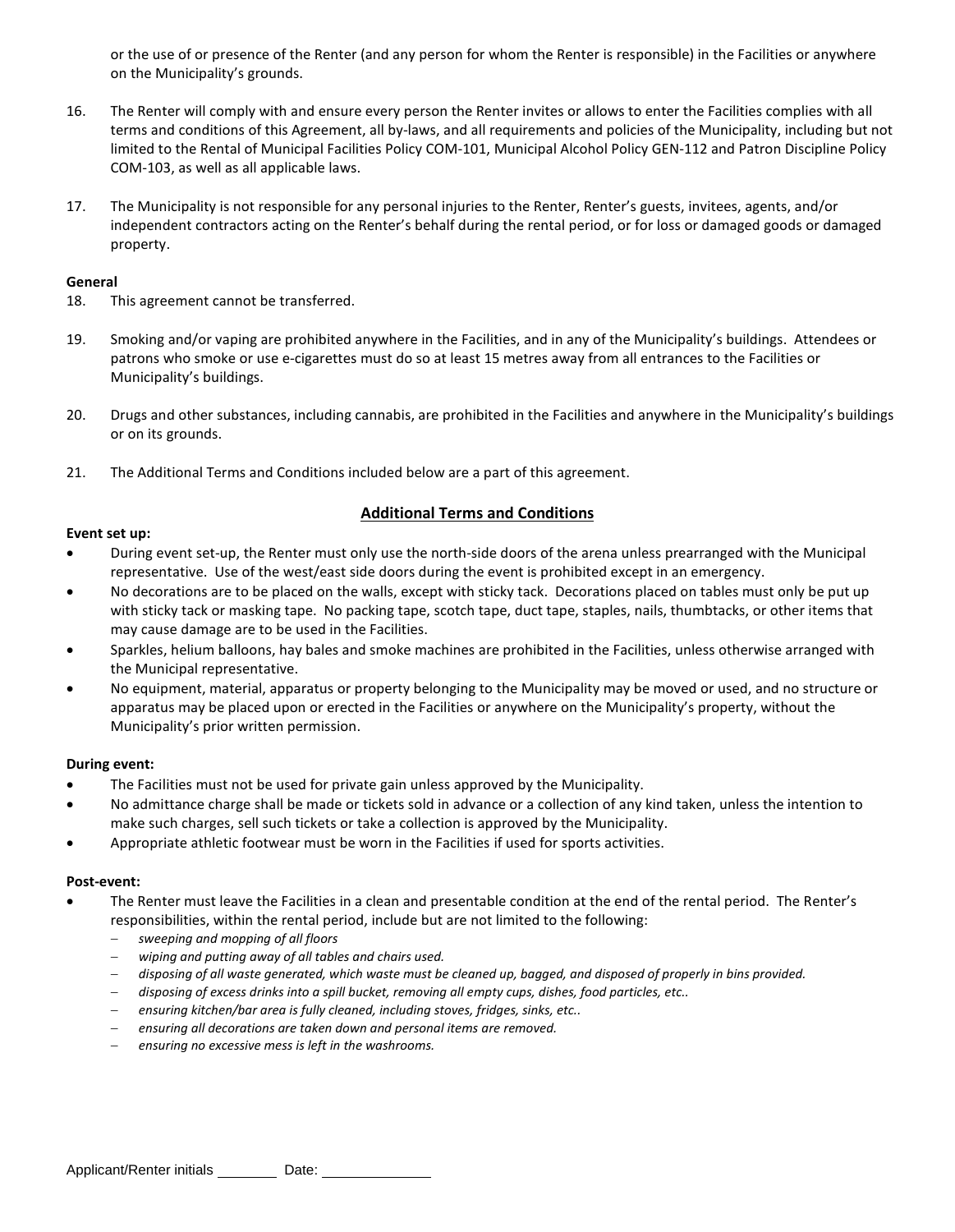or the use of or presence of the Renter (and any person for whom the Renter is responsible) in the Facilities or anywhere on the Municipality's grounds.

16. The Renter will comply with and ensure every person the Renter invites or allows to enter the Facilities complies with all terms and conditions of this Agreement, all by-laws, and all requirements and policies of the Municipality, including but not limited to the Rental of Municipal Facilities Policy COM-101, Municipal Alcohol Policy GEN-112 and Patron Discipline Policy COM-103, as well as all applicable laws.

17. The Municipality is not responsible for any personal injuries to the Renter, Renter's guests, invitees, agents, and/or independent contractors acting on the Renter's behalf during the rental period, or for loss or damaged goods or damaged property.

**General**

18. This agreement cannot be transferred.

19. Smoking and/or vaping are prohibited anywhere in the Facilities, and in any of the Municipality's buildings. Attendees or patrons who smoke or use e-cigarettes must do so at least 15 metres away from all entrances to the Facilities or Municipality's buildings.

20. Drugs and other substances, including cannabis, are prohibited in the Facilities and anywhere in the Municipality's buildings or on its grounds.

21. The Additional Terms and Conditions included below are a part of this agreement.

## Additional Terms and Conditions

**Event set up:**

- During event set-up, the Renter must only use the north-side doors of the arena unless prearranged with the Municipal representative. Use of the west/east side doors during the event is prohibited except in an emergency.
- No decorations are to be placed on the walls, except with sticky tack. Decorations placed on tables must only be put up with sticky tack or masking tape. No packing tape, scotch tape, duct tape, staples, nails, thumbtacks, or other items that may cause damage are to be used in the Facilities.
- Sparkles, helium balloons, hay bales and smoke machines are prohibited in the Facilities, unless otherwise arranged with the Municipal representative.
- No equipment, material, apparatus or property belonging to the Municipality may be moved or used, and no structure or apparatus may be placed upon or erected in the Facilities or anywhere on the Municipality's property, without the Municipality's prior written permission.

**During event:**

- The Facilities must not be used for private gain unless approved by the Municipality.
- No admittance charge shall be made or tickets sold in advance or a collection of any kind taken, unless the intention to make such charges, sell such tickets or take a collection is approved by the Municipality.
- Appropriate athletic footwear must be worn in the Facilities if used for sports activities.

**Post-event:**

- The Renter must leave the Facilities in a clean and presentable condition at the end of the rental period. The Renter's responsibilities, within the rental period, include but are not limited to the following:
  - *sweeping and mopping of all floors*
  - *wiping and putting away of all tables and chairs used.*
  - *disposing of all waste generated, which waste must be cleaned up, bagged, and disposed of properly in bins provided.*
  - *disposing of excess drinks into a spill bucket, removing all empty cups, dishes, food particles, etc..*
  - *ensuring kitchen/bar area is fully cleaned, including stoves, fridges, sinks, etc..*
  - *ensuring all decorations are taken down and personal items are removed.*
  - *ensuring no excessive mess is left in the washrooms.*

Applicant/Renter initials ________ Date: ______________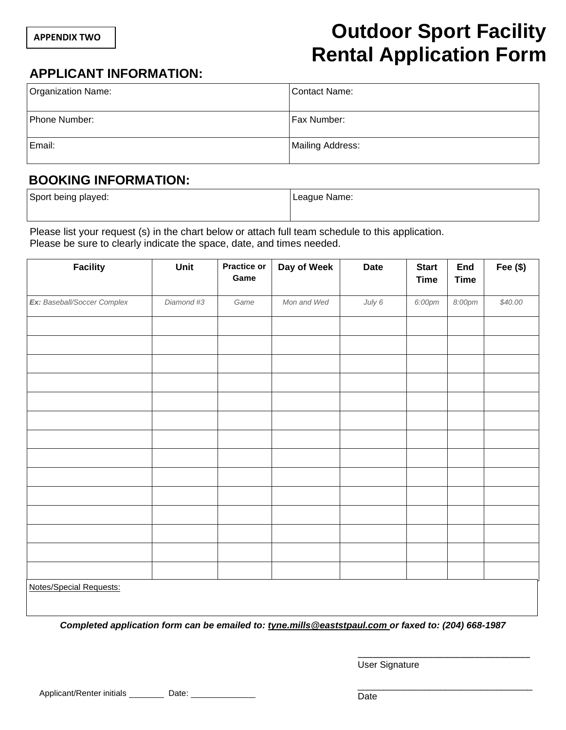APPENDIX TWO

# Outdoor Sport Facility Rental Application Form

## APPLICANT INFORMATION:

| Organization Name: | Contact Name: |
|---|---|
| Phone Number: | Fax Number: |
| Email: | Mailing Address: |

## BOOKING INFORMATION:

| Sport being played: | League Name: |
|---|---|

Please list your request (s) in the chart below or attach full team schedule to this application.
Please be sure to clearly indicate the space, date, and times needed.

| Facility | Unit | Practice or Game | Day of Week | Date | Start Time | End Time | Fee ($) |
|---|---|---|---|---|---|---|---|
| ***Ex:*** *Baseball/Soccer Complex* | *Diamond #3* | *Game* | *Mon and Wed* | *July 6* | *6:00pm* | *8:00pm* | *$40.00* |
| | | | | | | | |
| | | | | | | | |
| | | | | | | | |
| | | | | | | | |
| | | | | | | | |
| | | | | | | | |
| | | | | | | | |
| | | | | | | | |
| | | | | | | | |
| | | | | | | | |
| | | | | | | | |
| | | | | | | | |
| | | | | | | | |
| | | | | | | | |

Notes/Special Requests:

***Completed application form can be emailed to: tyne.mills@eaststpaul.com or faxed to: (204) 668-1987***

\_\_\_\_\_\_\_\_\_\_\_\_\_\_\_\_\_\_\_\_\_\_\_\_\_\_\_\_\_\_\_\_\_\_
User Signature

\_\_\_\_\_\_\_\_\_\_\_\_\_\_\_\_\_\_\_\_\_\_\_\_\_\_\_\_\_\_\_\_\_\_
Date

Applicant/Renter initials \_\_\_\_\_\_\_\_ Date: \_\_\_\_\_\_\_\_\_\_\_\_\_\_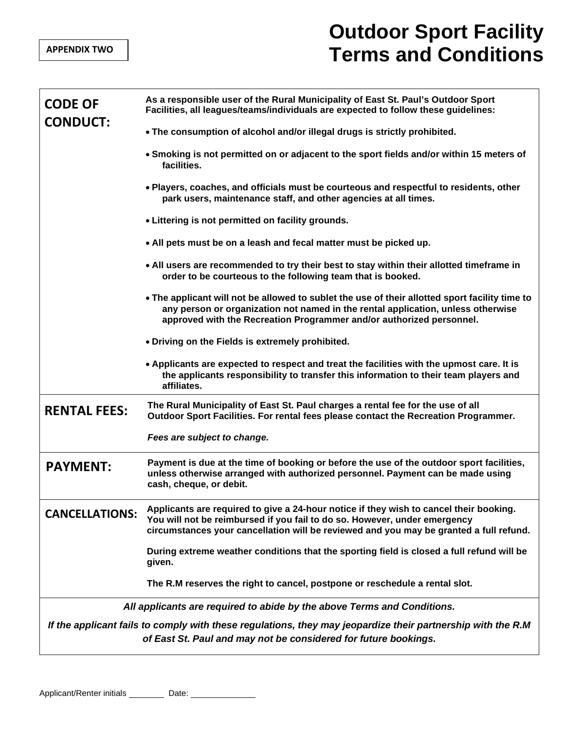APPENDIX TWO

# Outdoor Sport Facility Terms and Conditions

| | |
|---|---|
| **CODE OF CONDUCT:** | **As a responsible user of the Rural Municipality of East St. Paul's Outdoor Sport Facilities, all leagues/teams/individuals are expected to follow these guidelines:**<br><br>• **The consumption of alcohol and/or illegal drugs is strictly prohibited.**<br><br>• **Smoking is not permitted on or adjacent to the sport fields and/or within 15 meters of facilities.**<br><br>• **Players, coaches, and officials must be courteous and respectful to residents, other park users, maintenance staff, and other agencies at all times.**<br><br>• **Littering is not permitted on facility grounds.**<br><br>• **All pets must be on a leash and fecal matter must be picked up.**<br><br>• **All users are recommended to try their best to stay within their allotted timeframe in order to be courteous to the following team that is booked.**<br><br>• **The applicant will not be allowed to sublet the use of their allotted sport facility time to any person or organization not named in the rental application, unless otherwise approved with the Recreation Programmer and/or authorized personnel.**<br><br>• **Driving on the Fields is extremely prohibited.**<br><br>• **Applicants are expected to respect and treat the facilities with the upmost care. It is the applicants responsibility to transfer this information to their team players and affiliates.** |
| **RENTAL FEES:** | **The Rural Municipality of East St. Paul charges a rental fee for the use of all Outdoor Sport Facilities. For rental fees please contact the Recreation Programmer.**<br><br>***Fees are subject to change.*** |
| **PAYMENT:** | **Payment is due at the time of booking or before the use of the outdoor sport facilities, unless otherwise arranged with authorized personnel. Payment can be made using cash, cheque, or debit.** |
| **CANCELLATIONS:** | **Applicants are required to give a 24-hour notice if they wish to cancel their booking. You will not be reimbursed if you fail to do so. However, under emergency circumstances your cancellation will be reviewed and you may be granted a full refund.**<br><br>**During extreme weather conditions that the sporting field is closed a full refund will be given.**<br><br>**The R.M reserves the right to cancel, postpone or reschedule a rental slot.** |

***All applicants are required to abide by the above Terms and Conditions.***

***If the applicant fails to comply with these regulations, they may jeopardize their partnership with the R.M of East St. Paul and may not be considered for future bookings.***

Applicant/Renter initials ________ Date: ______________